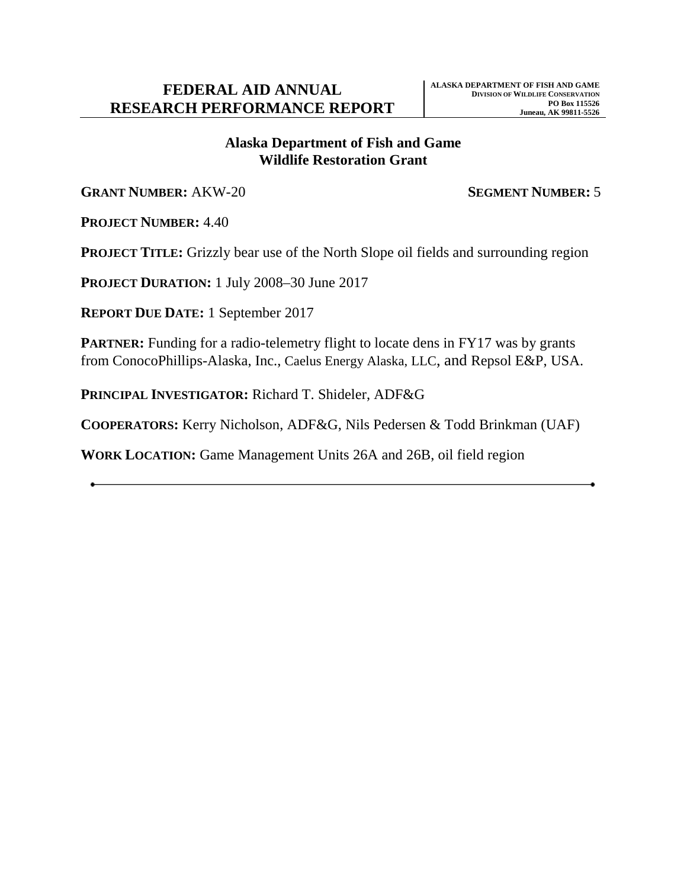# FEDERAL AID ANNUAL RESEARCH PERFORMANCE REPORT

**ALASKA DEPARTMENT OF FISH AND GAME**
**DIVISION OF WILDLIFE CONSERVATION**
**PO Box 115526**
**Juneau, AK 99811-5526**

## Alaska Department of Fish and Game
## Wildlife Restoration Grant

**GRANT NUMBER:** AKW-20 **SEGMENT NUMBER:** 5

**PROJECT NUMBER:** 4.40

**PROJECT TITLE:** Grizzly bear use of the North Slope oil fields and surrounding region

**PROJECT DURATION:** 1 July 2008–30 June 2017

**REPORT DUE DATE:** 1 September 2017

**PARTNER:** Funding for a radio-telemetry flight to locate dens in FY17 was by grants from ConocoPhillips-Alaska, Inc., Caelus Energy Alaska, LLC, and Repsol E&P, USA.

**PRINCIPAL INVESTIGATOR:** Richard T. Shideler, ADF&G

**COOPERATORS:** Kerry Nicholson, ADF&G, Nils Pedersen & Todd Brinkman (UAF)

**WORK LOCATION:** Game Management Units 26A and 26B, oil field region

---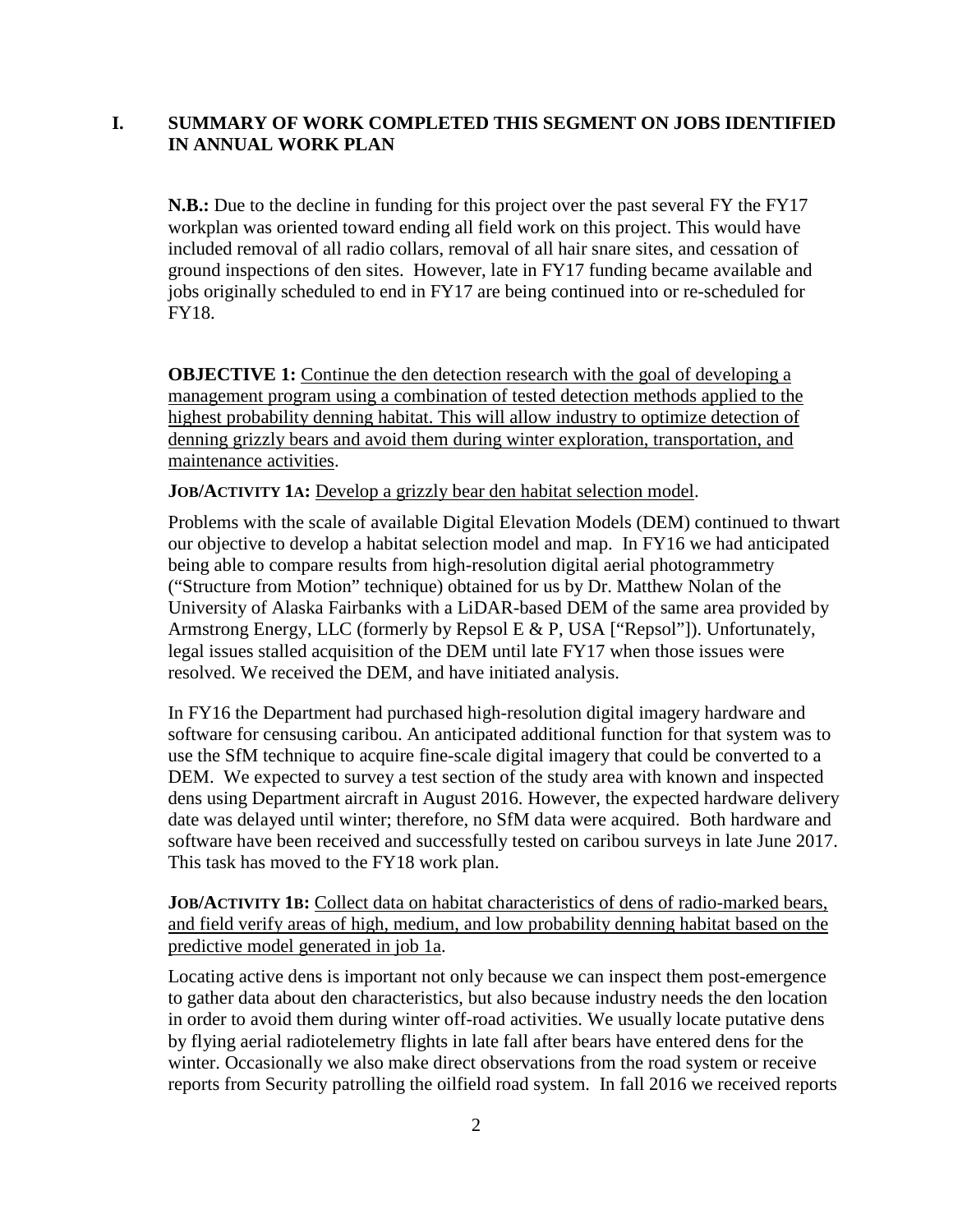## I. SUMMARY OF WORK COMPLETED THIS SEGMENT ON JOBS IDENTIFIED IN ANNUAL WORK PLAN

**N.B.:** Due to the decline in funding for this project over the past several FY the FY17 workplan was oriented toward ending all field work on this project. This would have included removal of all radio collars, removal of all hair snare sites, and cessation of ground inspections of den sites. However, late in FY17 funding became available and jobs originally scheduled to end in FY17 are being continued into or re-scheduled for FY18.

**OBJECTIVE 1:** Continue the den detection research with the goal of developing a management program using a combination of tested detection methods applied to the highest probability denning habitat. This will allow industry to optimize detection of denning grizzly bears and avoid them during winter exploration, transportation, and maintenance activities.

**JOB/ACTIVITY 1A:** Develop a grizzly bear den habitat selection model.

Problems with the scale of available Digital Elevation Models (DEM) continued to thwart our objective to develop a habitat selection model and map. In FY16 we had anticipated being able to compare results from high-resolution digital aerial photogrammetry ("Structure from Motion" technique) obtained for us by Dr. Matthew Nolan of the University of Alaska Fairbanks with a LiDAR-based DEM of the same area provided by Armstrong Energy, LLC (formerly by Repsol E & P, USA ["Repsol"]). Unfortunately, legal issues stalled acquisition of the DEM until late FY17 when those issues were resolved. We received the DEM, and have initiated analysis.

In FY16 the Department had purchased high-resolution digital imagery hardware and software for censusing caribou. An anticipated additional function for that system was to use the SfM technique to acquire fine-scale digital imagery that could be converted to a DEM. We expected to survey a test section of the study area with known and inspected dens using Department aircraft in August 2016. However, the expected hardware delivery date was delayed until winter; therefore, no SfM data were acquired. Both hardware and software have been received and successfully tested on caribou surveys in late June 2017. This task has moved to the FY18 work plan.

**JOB/ACTIVITY 1B:** Collect data on habitat characteristics of dens of radio-marked bears, and field verify areas of high, medium, and low probability denning habitat based on the predictive model generated in job 1a.

Locating active dens is important not only because we can inspect them post-emergence to gather data about den characteristics, but also because industry needs the den location in order to avoid them during winter off-road activities. We usually locate putative dens by flying aerial radiotelemetry flights in late fall after bears have entered dens for the winter. Occasionally we also make direct observations from the road system or receive reports from Security patrolling the oilfield road system. In fall 2016 we received reports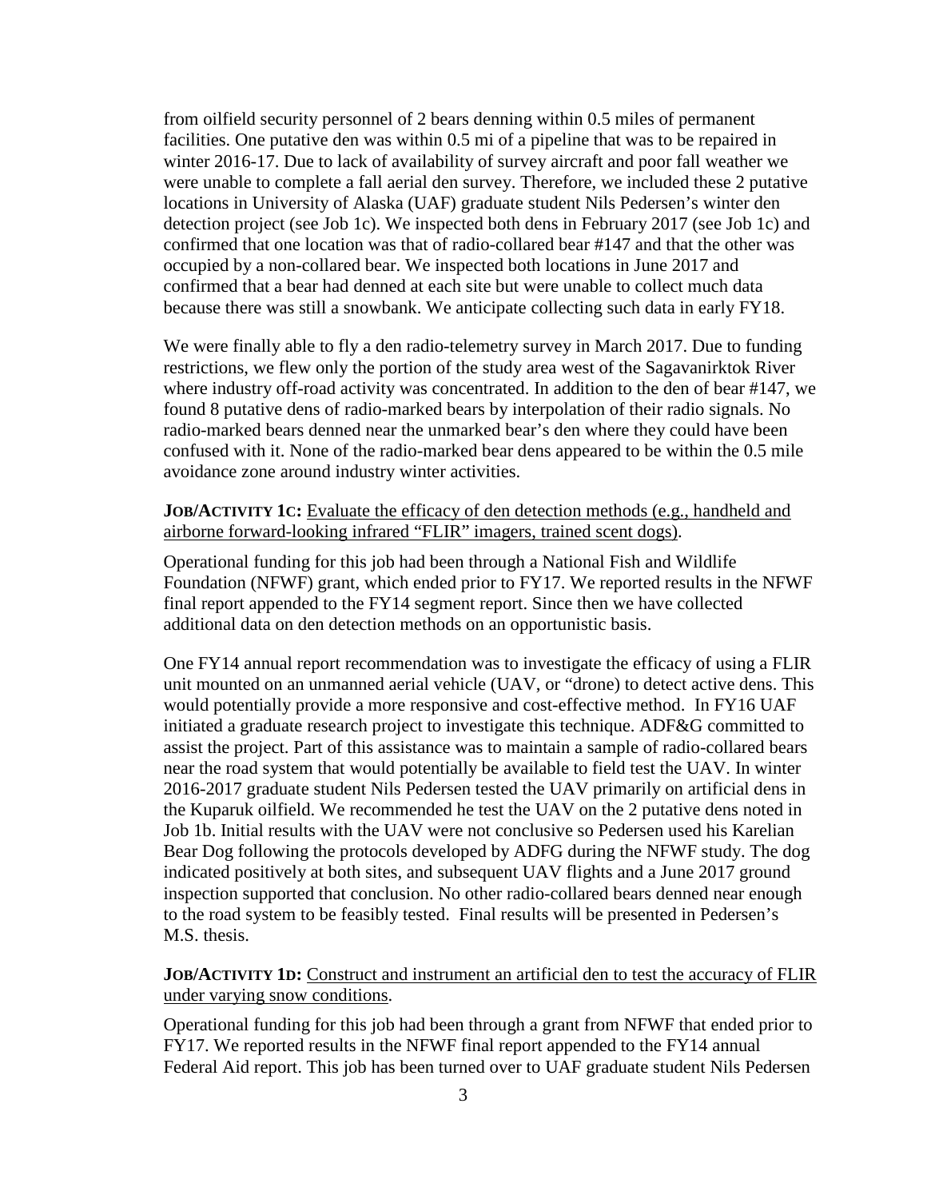from oilfield security personnel of 2 bears denning within 0.5 miles of permanent facilities. One putative den was within 0.5 mi of a pipeline that was to be repaired in winter 2016-17. Due to lack of availability of survey aircraft and poor fall weather we were unable to complete a fall aerial den survey. Therefore, we included these 2 putative locations in University of Alaska (UAF) graduate student Nils Pedersen's winter den detection project (see Job 1c). We inspected both dens in February 2017 (see Job 1c) and confirmed that one location was that of radio-collared bear #147 and that the other was occupied by a non-collared bear. We inspected both locations in June 2017 and confirmed that a bear had denned at each site but were unable to collect much data because there was still a snowbank. We anticipate collecting such data in early FY18.

We were finally able to fly a den radio-telemetry survey in March 2017. Due to funding restrictions, we flew only the portion of the study area west of the Sagavanirktok River where industry off-road activity was concentrated. In addition to the den of bear #147, we found 8 putative dens of radio-marked bears by interpolation of their radio signals. No radio-marked bears denned near the unmarked bear's den where they could have been confused with it. None of the radio-marked bear dens appeared to be within the 0.5 mile avoidance zone around industry winter activities.

**JOB/ACTIVITY 1C:** Evaluate the efficacy of den detection methods (e.g., handheld and airborne forward-looking infrared "FLIR" imagers, trained scent dogs).

Operational funding for this job had been through a National Fish and Wildlife Foundation (NFWF) grant, which ended prior to FY17. We reported results in the NFWF final report appended to the FY14 segment report. Since then we have collected additional data on den detection methods on an opportunistic basis.

One FY14 annual report recommendation was to investigate the efficacy of using a FLIR unit mounted on an unmanned aerial vehicle (UAV, or "drone) to detect active dens. This would potentially provide a more responsive and cost-effective method. In FY16 UAF initiated a graduate research project to investigate this technique. ADF&G committed to assist the project. Part of this assistance was to maintain a sample of radio-collared bears near the road system that would potentially be available to field test the UAV. In winter 2016-2017 graduate student Nils Pedersen tested the UAV primarily on artificial dens in the Kuparuk oilfield. We recommended he test the UAV on the 2 putative dens noted in Job 1b. Initial results with the UAV were not conclusive so Pedersen used his Karelian Bear Dog following the protocols developed by ADFG during the NFWF study. The dog indicated positively at both sites, and subsequent UAV flights and a June 2017 ground inspection supported that conclusion. No other radio-collared bears denned near enough to the road system to be feasibly tested. Final results will be presented in Pedersen's M.S. thesis.

**JOB/ACTIVITY 1D:** Construct and instrument an artificial den to test the accuracy of FLIR under varying snow conditions.

Operational funding for this job had been through a grant from NFWF that ended prior to FY17. We reported results in the NFWF final report appended to the FY14 annual Federal Aid report. This job has been turned over to UAF graduate student Nils Pedersen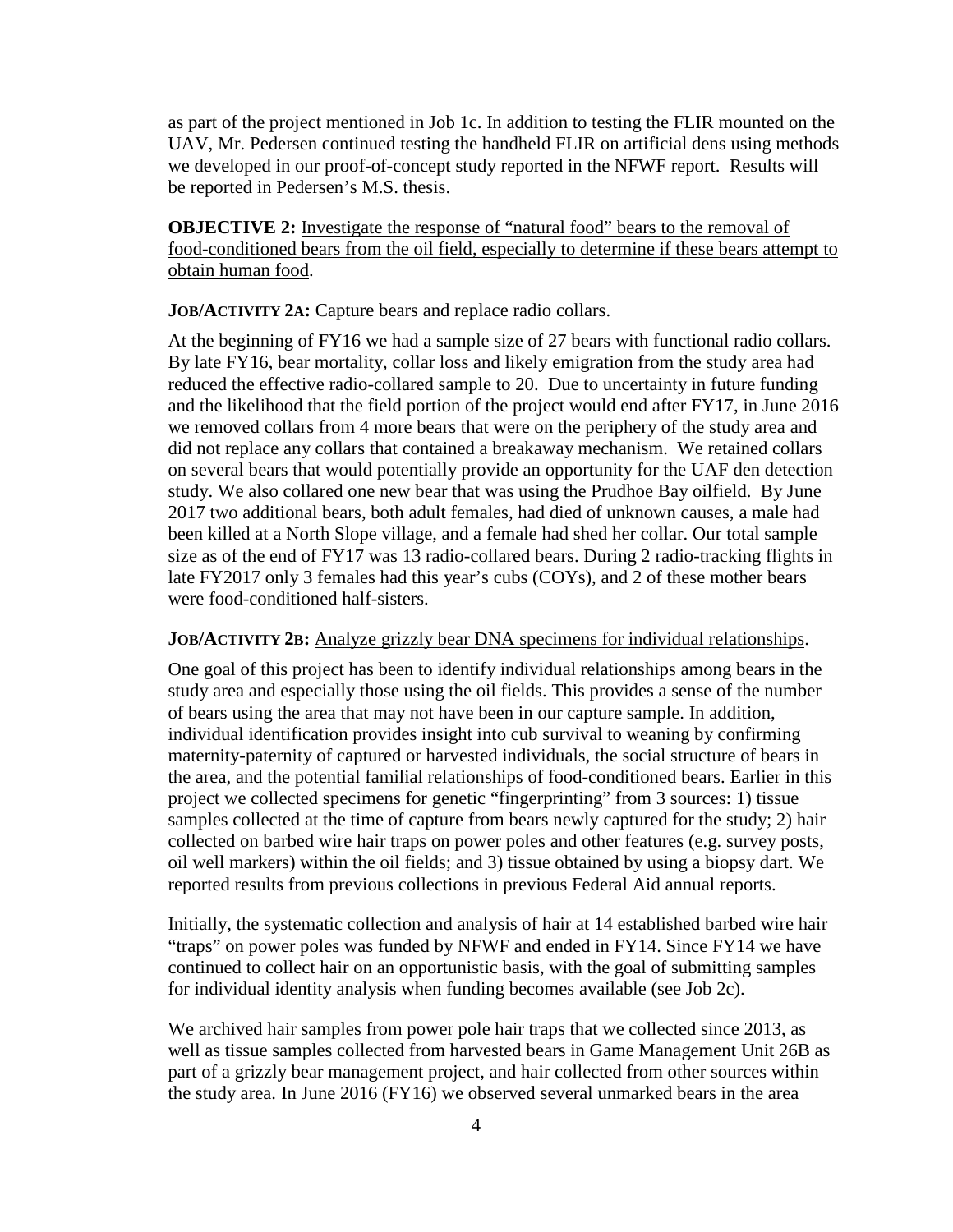as part of the project mentioned in Job 1c. In addition to testing the FLIR mounted on the UAV, Mr. Pedersen continued testing the handheld FLIR on artificial dens using methods we developed in our proof-of-concept study reported in the NFWF report. Results will be reported in Pedersen's M.S. thesis.

**OBJECTIVE 2:** Investigate the response of "natural food" bears to the removal of food-conditioned bears from the oil field, especially to determine if these bears attempt to obtain human food.

**JOB/ACTIVITY 2A:** Capture bears and replace radio collars.

At the beginning of FY16 we had a sample size of 27 bears with functional radio collars. By late FY16, bear mortality, collar loss and likely emigration from the study area had reduced the effective radio-collared sample to 20. Due to uncertainty in future funding and the likelihood that the field portion of the project would end after FY17, in June 2016 we removed collars from 4 more bears that were on the periphery of the study area and did not replace any collars that contained a breakaway mechanism. We retained collars on several bears that would potentially provide an opportunity for the UAF den detection study. We also collared one new bear that was using the Prudhoe Bay oilfield. By June 2017 two additional bears, both adult females, had died of unknown causes, a male had been killed at a North Slope village, and a female had shed her collar. Our total sample size as of the end of FY17 was 13 radio-collared bears. During 2 radio-tracking flights in late FY2017 only 3 females had this year's cubs (COYs), and 2 of these mother bears were food-conditioned half-sisters.

**JOB/ACTIVITY 2B:** Analyze grizzly bear DNA specimens for individual relationships.

One goal of this project has been to identify individual relationships among bears in the study area and especially those using the oil fields. This provides a sense of the number of bears using the area that may not have been in our capture sample. In addition, individual identification provides insight into cub survival to weaning by confirming maternity-paternity of captured or harvested individuals, the social structure of bears in the area, and the potential familial relationships of food-conditioned bears. Earlier in this project we collected specimens for genetic "fingerprinting" from 3 sources: 1) tissue samples collected at the time of capture from bears newly captured for the study; 2) hair collected on barbed wire hair traps on power poles and other features (e.g. survey posts, oil well markers) within the oil fields; and 3) tissue obtained by using a biopsy dart. We reported results from previous collections in previous Federal Aid annual reports.

Initially, the systematic collection and analysis of hair at 14 established barbed wire hair "traps" on power poles was funded by NFWF and ended in FY14. Since FY14 we have continued to collect hair on an opportunistic basis, with the goal of submitting samples for individual identity analysis when funding becomes available (see Job 2c).

We archived hair samples from power pole hair traps that we collected since 2013, as well as tissue samples collected from harvested bears in Game Management Unit 26B as part of a grizzly bear management project, and hair collected from other sources within the study area. In June 2016 (FY16) we observed several unmarked bears in the area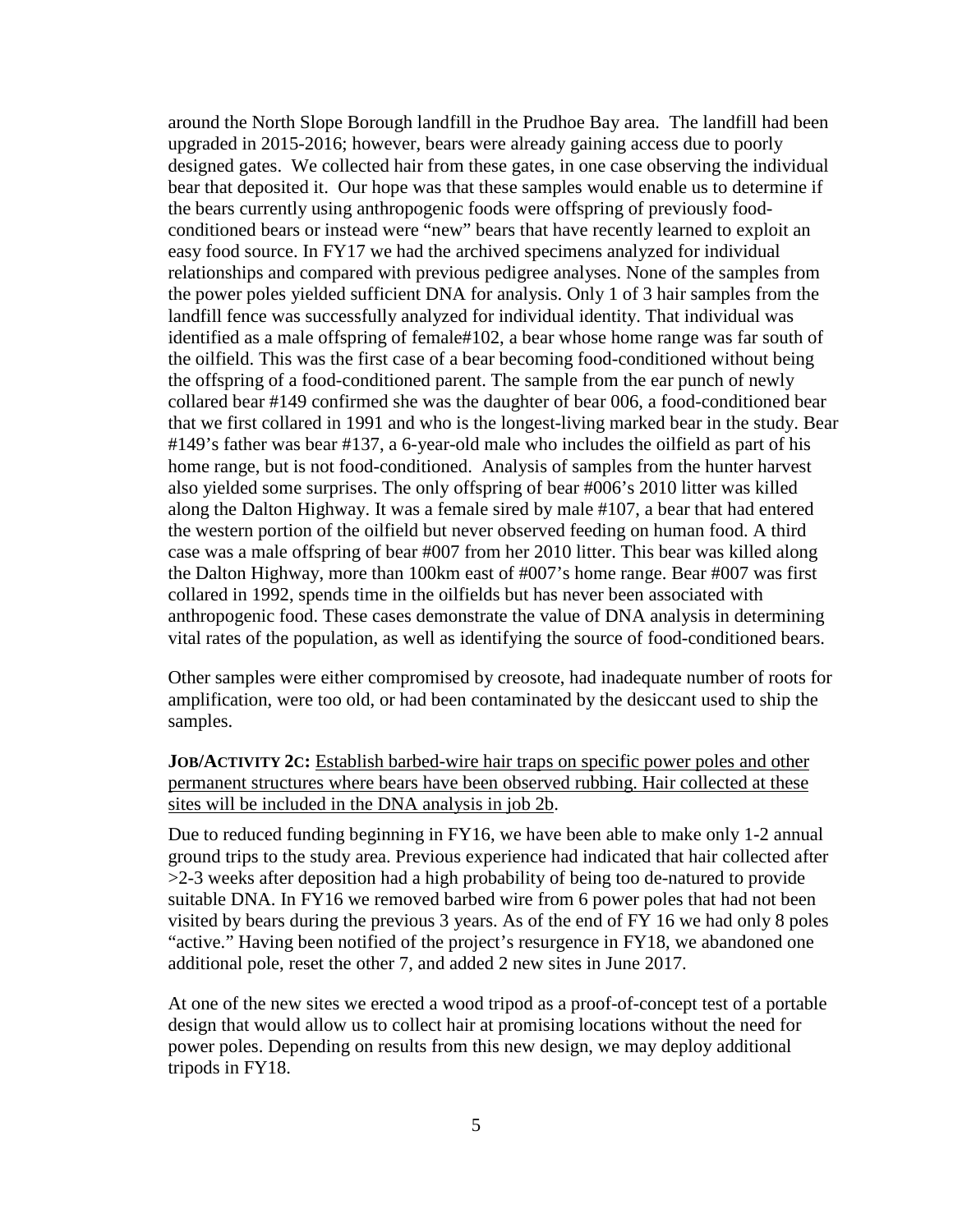around the North Slope Borough landfill in the Prudhoe Bay area. The landfill had been upgraded in 2015-2016; however, bears were already gaining access due to poorly designed gates. We collected hair from these gates, in one case observing the individual bear that deposited it. Our hope was that these samples would enable us to determine if the bears currently using anthropogenic foods were offspring of previously food-conditioned bears or instead were "new" bears that have recently learned to exploit an easy food source. In FY17 we had the archived specimens analyzed for individual relationships and compared with previous pedigree analyses. None of the samples from the power poles yielded sufficient DNA for analysis. Only 1 of 3 hair samples from the landfill fence was successfully analyzed for individual identity. That individual was identified as a male offspring of female#102, a bear whose home range was far south of the oilfield. This was the first case of a bear becoming food-conditioned without being the offspring of a food-conditioned parent. The sample from the ear punch of newly collared bear #149 confirmed she was the daughter of bear 006, a food-conditioned bear that we first collared in 1991 and who is the longest-living marked bear in the study. Bear #149's father was bear #137, a 6-year-old male who includes the oilfield as part of his home range, but is not food-conditioned. Analysis of samples from the hunter harvest also yielded some surprises. The only offspring of bear #006's 2010 litter was killed along the Dalton Highway. It was a female sired by male #107, a bear that had entered the western portion of the oilfield but never observed feeding on human food. A third case was a male offspring of bear #007 from her 2010 litter. This bear was killed along the Dalton Highway, more than 100km east of #007's home range. Bear #007 was first collared in 1992, spends time in the oilfields but has never been associated with anthropogenic food. These cases demonstrate the value of DNA analysis in determining vital rates of the population, as well as identifying the source of food-conditioned bears.

Other samples were either compromised by creosote, had inadequate number of roots for amplification, were too old, or had been contaminated by the desiccant used to ship the samples.

**JOB/ACTIVITY 2C:** Establish barbed-wire hair traps on specific power poles and other permanent structures where bears have been observed rubbing. Hair collected at these sites will be included in the DNA analysis in job 2b.

Due to reduced funding beginning in FY16, we have been able to make only 1-2 annual ground trips to the study area. Previous experience had indicated that hair collected after >2-3 weeks after deposition had a high probability of being too de-natured to provide suitable DNA. In FY16 we removed barbed wire from 6 power poles that had not been visited by bears during the previous 3 years. As of the end of FY 16 we had only 8 poles "active." Having been notified of the project's resurgence in FY18, we abandoned one additional pole, reset the other 7, and added 2 new sites in June 2017.

At one of the new sites we erected a wood tripod as a proof-of-concept test of a portable design that would allow us to collect hair at promising locations without the need for power poles. Depending on results from this new design, we may deploy additional tripods in FY18.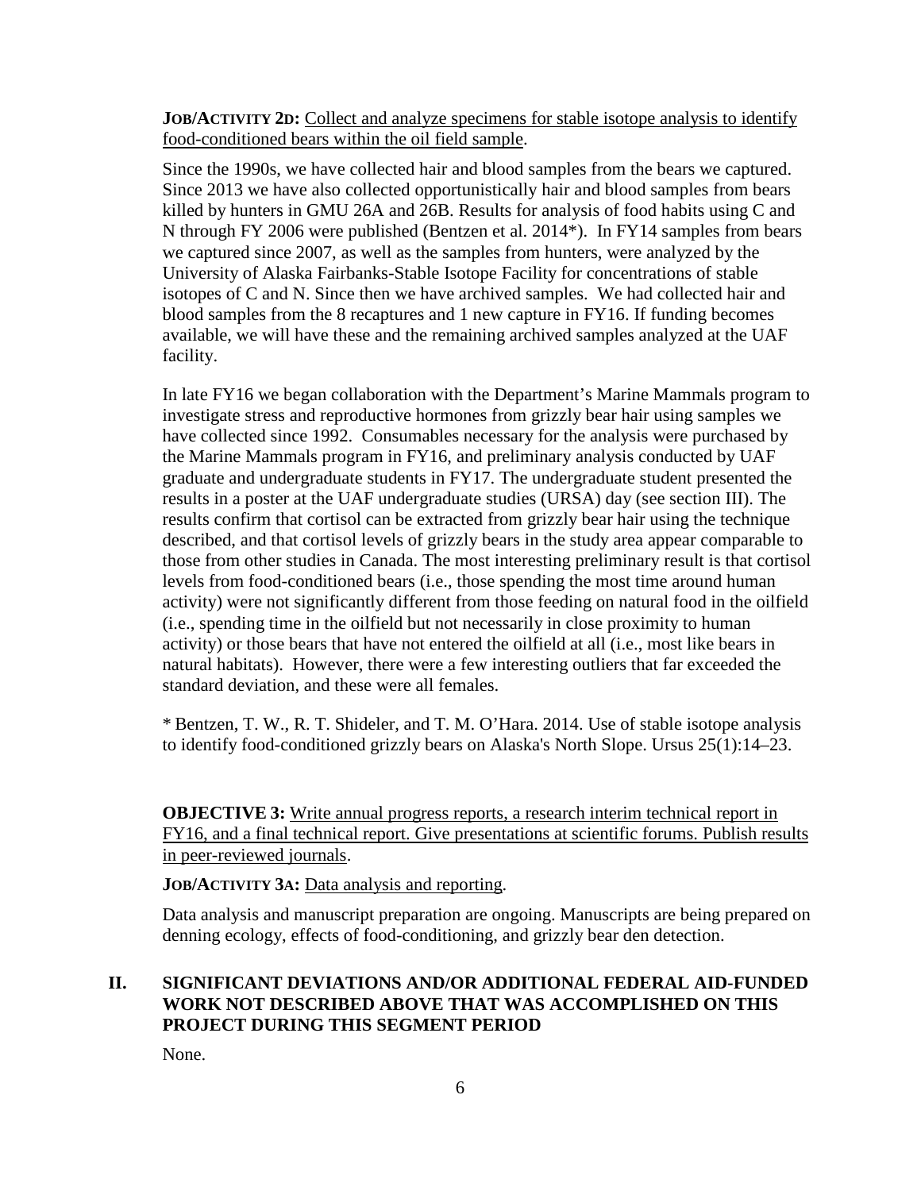**JOB/ACTIVITY 2D:** Collect and analyze specimens for stable isotope analysis to identify food-conditioned bears within the oil field sample.

Since the 1990s, we have collected hair and blood samples from the bears we captured. Since 2013 we have also collected opportunistically hair and blood samples from bears killed by hunters in GMU 26A and 26B. Results for analysis of food habits using C and N through FY 2006 were published (Bentzen et al. 2014*). In FY14 samples from bears we captured since 2007, as well as the samples from hunters, were analyzed by the University of Alaska Fairbanks-Stable Isotope Facility for concentrations of stable isotopes of C and N. Since then we have archived samples. We had collected hair and blood samples from the 8 recaptures and 1 new capture in FY16. If funding becomes available, we will have these and the remaining archived samples analyzed at the UAF facility.

In late FY16 we began collaboration with the Department's Marine Mammals program to investigate stress and reproductive hormones from grizzly bear hair using samples we have collected since 1992. Consumables necessary for the analysis were purchased by the Marine Mammals program in FY16, and preliminary analysis conducted by UAF graduate and undergraduate students in FY17. The undergraduate student presented the results in a poster at the UAF undergraduate studies (URSA) day (see section III). The results confirm that cortisol can be extracted from grizzly bear hair using the technique described, and that cortisol levels of grizzly bears in the study area appear comparable to those from other studies in Canada. The most interesting preliminary result is that cortisol levels from food-conditioned bears (i.e., those spending the most time around human activity) were not significantly different from those feeding on natural food in the oilfield (i.e., spending time in the oilfield but not necessarily in close proximity to human activity) or those bears that have not entered the oilfield at all (i.e., most like bears in natural habitats). However, there were a few interesting outliers that far exceeded the standard deviation, and these were all females.

* Bentzen, T. W., R. T. Shideler, and T. M. O'Hara. 2014. Use of stable isotope analysis to identify food-conditioned grizzly bears on Alaska's North Slope. Ursus 25(1):14–23.

**OBJECTIVE 3:** Write annual progress reports, a research interim technical report in FY16, and a final technical report. Give presentations at scientific forums. Publish results in peer-reviewed journals.

**JOB/ACTIVITY 3A:** Data analysis and reporting.

Data analysis and manuscript preparation are ongoing. Manuscripts are being prepared on denning ecology, effects of food-conditioning, and grizzly bear den detection.

## II. SIGNIFICANT DEVIATIONS AND/OR ADDITIONAL FEDERAL AID-FUNDED WORK NOT DESCRIBED ABOVE THAT WAS ACCOMPLISHED ON THIS PROJECT DURING THIS SEGMENT PERIOD

None.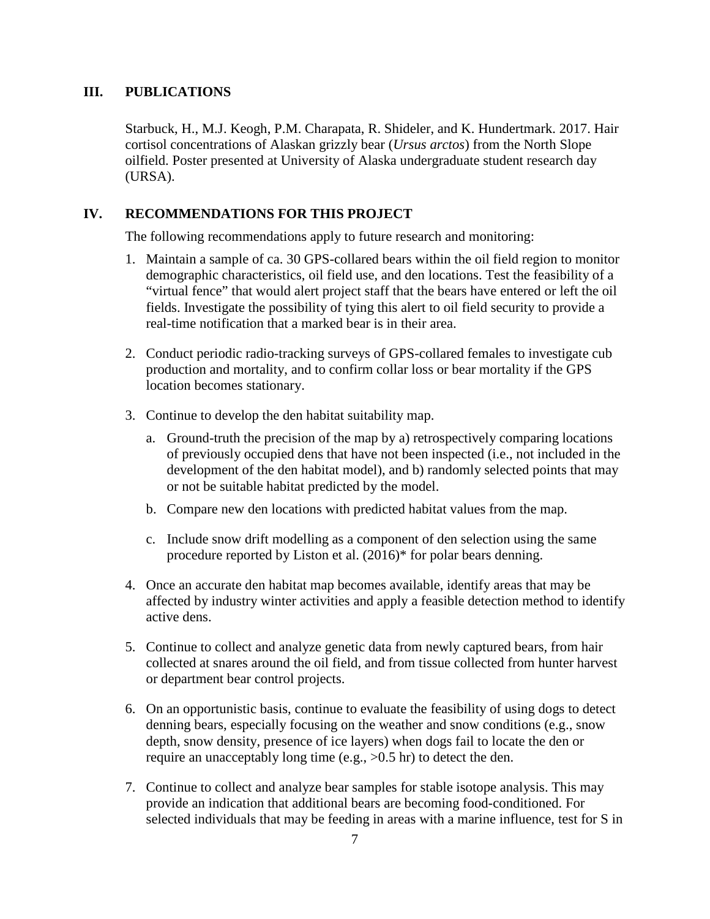## III. PUBLICATIONS

Starbuck, H., M.J. Keogh, P.M. Charapata, R. Shideler, and K. Hundertmark. 2017. Hair cortisol concentrations of Alaskan grizzly bear (*Ursus arctos*) from the North Slope oilfield. Poster presented at University of Alaska undergraduate student research day (URSA).

## IV. RECOMMENDATIONS FOR THIS PROJECT

The following recommendations apply to future research and monitoring:

1. Maintain a sample of ca. 30 GPS-collared bears within the oil field region to monitor demographic characteristics, oil field use, and den locations. Test the feasibility of a "virtual fence" that would alert project staff that the bears have entered or left the oil fields. Investigate the possibility of tying this alert to oil field security to provide a real-time notification that a marked bear is in their area.

2. Conduct periodic radio-tracking surveys of GPS-collared females to investigate cub production and mortality, and to confirm collar loss or bear mortality if the GPS location becomes stationary.

3. Continue to develop the den habitat suitability map.

   a. Ground-truth the precision of the map by a) retrospectively comparing locations of previously occupied dens that have not been inspected (i.e., not included in the development of the den habitat model), and b) randomly selected points that may or not be suitable habitat predicted by the model.

   b. Compare new den locations with predicted habitat values from the map.

   c. Include snow drift modelling as a component of den selection using the same procedure reported by Liston et al. (2016)* for polar bears denning.

4. Once an accurate den habitat map becomes available, identify areas that may be affected by industry winter activities and apply a feasible detection method to identify active dens.

5. Continue to collect and analyze genetic data from newly captured bears, from hair collected at snares around the oil field, and from tissue collected from hunter harvest or department bear control projects.

6. On an opportunistic basis, continue to evaluate the feasibility of using dogs to detect denning bears, especially focusing on the weather and snow conditions (e.g., snow depth, snow density, presence of ice layers) when dogs fail to locate the den or require an unacceptably long time (e.g., >0.5 hr) to detect the den.

7. Continue to collect and analyze bear samples for stable isotope analysis. This may provide an indication that additional bears are becoming food-conditioned. For selected individuals that may be feeding in areas with a marine influence, test for S in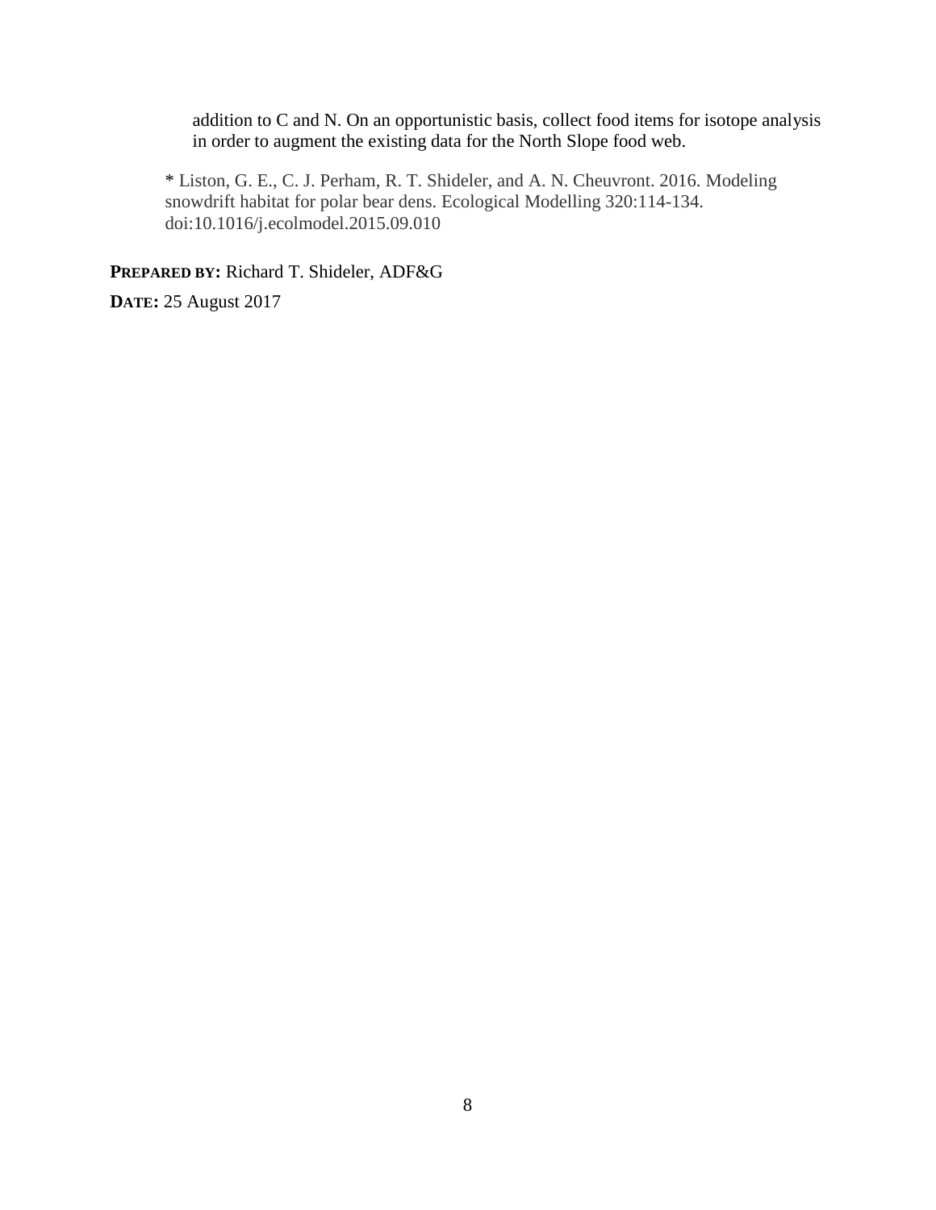addition to C and N. On an opportunistic basis, collect food items for isotope analysis in order to augment the existing data for the North Slope food web.

* Liston, G. E., C. J. Perham, R. T. Shideler, and A. N. Cheuvront. 2016. Modeling snowdrift habitat for polar bear dens. Ecological Modelling 320:114-134. doi:10.1016/j.ecolmodel.2015.09.010

**PREPARED BY:** Richard T. Shideler, ADF&G

**DATE:** 25 August 2017